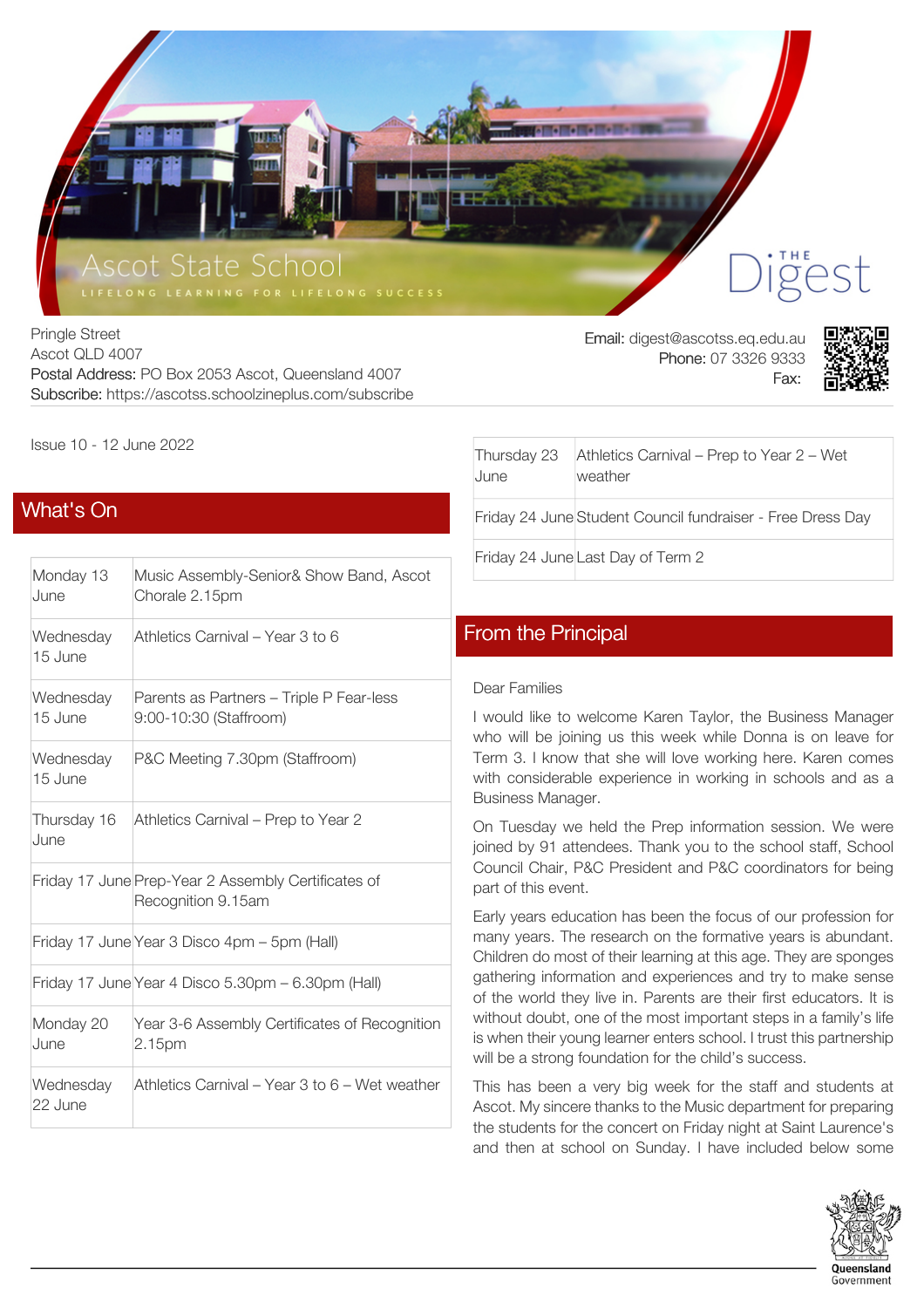# Ascot State School

LIFELONG LEARNING FOR LIFELONG SUCCESS

The Digest

Pringle Street
Ascot QLD 4007
Postal Address: PO Box 2053 Ascot, Queensland 4007
Subscribe: https://ascotss.schoolzineplus.com/subscribe

Email: digest@ascotss.eq.edu.au
Phone: 07 3326 9333
Fax:

Issue 10 - 12 June 2022

## What's On

| | |
|---|---|
| Monday 13 June | Music Assembly-Senior& Show Band, Ascot Chorale 2.15pm |
| Wednesday 15 June | Athletics Carnival – Year 3 to 6 |
| Wednesday 15 June | Parents as Partners – Triple P Fear-less 9:00-10:30 (Staffroom) |
| Wednesday 15 June | P&C Meeting 7.30pm (Staffroom) |
| Thursday 16 June | Athletics Carnival – Prep to Year 2 |
| Friday 17 June | Prep-Year 2 Assembly Certificates of Recognition 9.15am |
| Friday 17 June | Year 3 Disco 4pm – 5pm (Hall) |
| Friday 17 June | Year 4 Disco 5.30pm – 6.30pm (Hall) |
| Monday 20 June | Year 3-6 Assembly Certificates of Recognition 2.15pm |
| Wednesday 22 June | Athletics Carnival – Year 3 to 6 – Wet weather |
| Thursday 23 June | Athletics Carnival – Prep to Year 2 – Wet weather |
| Friday 24 June | Student Council fundraiser - Free Dress Day |
| Friday 24 June | Last Day of Term 2 |

## From the Principal

Dear Families

I would like to welcome Karen Taylor, the Business Manager who will be joining us this week while Donna is on leave for Term 3. I know that she will love working here. Karen comes with considerable experience in working in schools and as a Business Manager.

On Tuesday we held the Prep information session. We were joined by 91 attendees. Thank you to the school staff, School Council Chair, P&C President and P&C coordinators for being part of this event.

Early years education has been the focus of our profession for many years. The research on the formative years is abundant. Children do most of their learning at this age. They are sponges gathering information and experiences and try to make sense of the world they live in. Parents are their first educators. It is without doubt, one of the most important steps in a family's life is when their young learner enters school. I trust this partnership will be a strong foundation for the child's success.

This has been a very big week for the staff and students at Ascot. My sincere thanks to the Music department for preparing the students for the concert on Friday night at Saint Laurence's and then at school on Sunday. I have included below some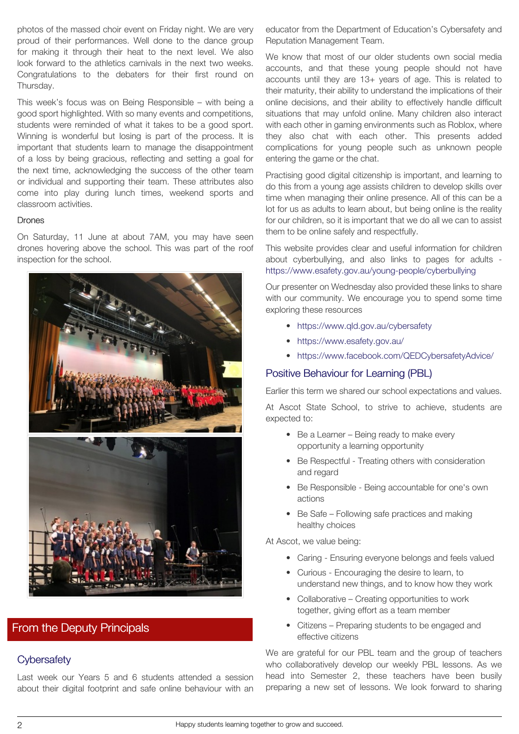photos of the massed choir event on Friday night. We are very proud of their performances. Well done to the dance group for making it through their heat to the next level. We also look forward to the athletics carnivals in the next two weeks. Congratulations to the debaters for their first round on Thursday.

This week's focus was on Being Responsible – with being a good sport highlighted. With so many events and competitions, students were reminded of what it takes to be a good sport. Winning is wonderful but losing is part of the process. It is important that students learn to manage the disappointment of a loss by being gracious, reflecting and setting a goal for the next time, acknowledging the success of the other team or individual and supporting their team. These attributes also come into play during lunch times, weekend sports and classroom activities.

### Drones

On Saturday, 11 June at about 7AM, you may have seen drones hovering above the school. This was part of the roof inspection for the school.

## From the Deputy Principals

### Cybersafety

Last week our Years 5 and 6 students attended a session about their digital footprint and safe online behaviour with an educator from the Department of Education's Cybersafety and Reputation Management Team.

We know that most of our older students own social media accounts, and that these young people should not have accounts until they are 13+ years of age. This is related to their maturity, their ability to understand the implications of their online decisions, and their ability to effectively handle difficult situations that may unfold online. Many children also interact with each other in gaming environments such as Roblox, where they also chat with each other. This presents added complications for young people such as unknown people entering the game or the chat.

Practising good digital citizenship is important, and learning to do this from a young age assists children to develop skills over time when managing their online presence. All of this can be a lot for us as adults to learn about, but being online is the reality for our children, so it is important that we do all we can to assist them to be online safely and respectfully.

This website provides clear and useful information for children about cyberbullying, and also links to pages for adults - https://www.esafety.gov.au/young-people/cyberbullying

Our presenter on Wednesday also provided these links to share with our community. We encourage you to spend some time exploring these resources

- https://www.qld.gov.au/cybersafety
- https://www.esafety.gov.au/
- https://www.facebook.com/QEDCybersafetyAdvice/

### Positive Behaviour for Learning (PBL)

Earlier this term we shared our school expectations and values.

At Ascot State School, to strive to achieve, students are expected to:

- Be a Learner – Being ready to make every opportunity a learning opportunity
- Be Respectful - Treating others with consideration and regard
- Be Responsible - Being accountable for one's own actions
- Be Safe – Following safe practices and making healthy choices

At Ascot, we value being:

- Caring - Ensuring everyone belongs and feels valued
- Curious - Encouraging the desire to learn, to understand new things, and to know how they work
- Collaborative – Creating opportunities to work together, giving effort as a team member
- Citizens – Preparing students to be engaged and effective citizens

We are grateful for our PBL team and the group of teachers who collaboratively develop our weekly PBL lessons. As we head into Semester 2, these teachers have been busily preparing a new set of lessons. We look forward to sharing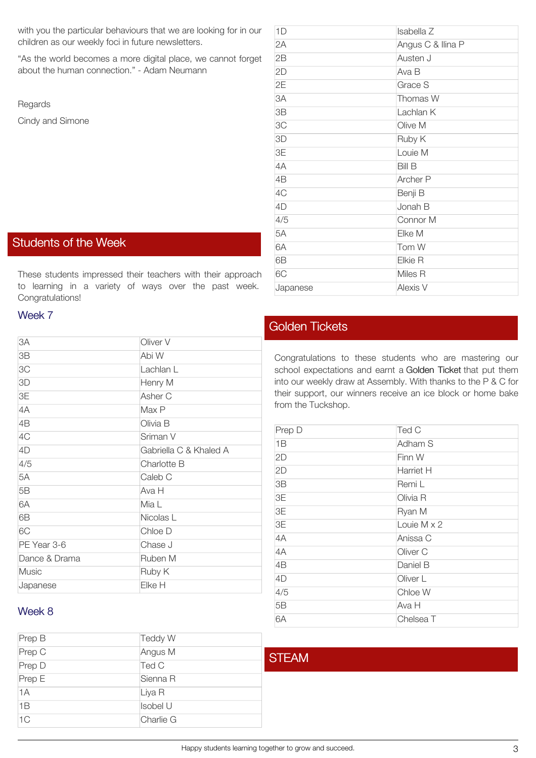with you the particular behaviours that we are looking for in our children as our weekly foci in future newsletters.

"As the world becomes a more digital place, we cannot forget about the human connection." - Adam Neumann

Regards

Cindy and Simone

## Students of the Week

These students impressed their teachers with their approach to learning in a variety of ways over the past week. Congratulations!

### Week 7

| | |
|---|---|
| 3A | Oliver V |
| 3B | Abi W |
| 3C | Lachlan L |
| 3D | Henry M |
| 3E | Asher C |
| 4A | Max P |
| 4B | Olivia B |
| 4C | Sriman V |
| 4D | Gabriella C & Khaled A |
| 4/5 | Charlotte B |
| 5A | Caleb C |
| 5B | Ava H |
| 6A | Mia L |
| 6B | Nicolas L |
| 6C | Chloe D |
| PE Year 3-6 | Chase J |
| Dance & Drama | Ruben M |
| Music | Ruby K |
| Japanese | Elke H |

### Week 8

| | |
|---|---|
| Prep B | Teddy W |
| Prep C | Angus M |
| Prep D | Ted C |
| Prep E | Sienna R |
| 1A | Liya R |
| 1B | Isobel U |
| 1C | Charlie G |
| 1D | Isabella Z |
| 2A | Angus C & Ilina P |
| 2B | Austen J |
| 2D | Ava B |
| 2E | Grace S |
| 3A | Thomas W |
| 3B | Lachlan K |
| 3C | Olive M |
| 3D | Ruby K |
| 3E | Louie M |
| 4A | Bill B |
| 4B | Archer P |
| 4C | Benji B |
| 4D | Jonah B |
| 4/5 | Connor M |
| 5A | Elke M |
| 6A | Tom W |
| 6B | Elkie R |
| 6C | Miles R |
| Japanese | Alexis V |

## Golden Tickets

Congratulations to these students who are mastering our school expectations and earnt a Golden Ticket that put them into our weekly draw at Assembly. With thanks to the P & C for their support, our winners receive an ice block or home bake from the Tuckshop.

| | |
|---|---|
| Prep D | Ted C |
| 1B | Adham S |
| 2D | Finn W |
| 2D | Harriet H |
| 3B | Remi L |
| 3E | Olivia R |
| 3E | Ryan M |
| 3E | Louie M x 2 |
| 4A | Anissa C |
| 4A | Oliver C |
| 4B | Daniel B |
| 4D | Oliver L |
| 4/5 | Chloe W |
| 5B | Ava H |
| 6A | Chelsea T |

## STEAM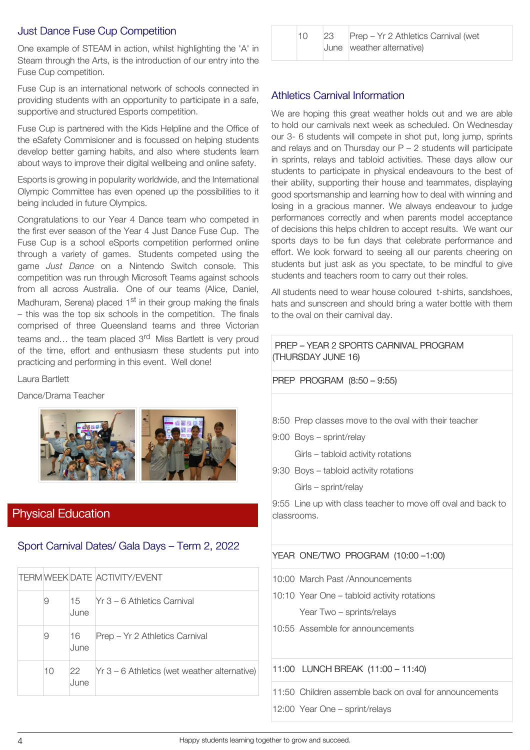## Just Dance Fuse Cup Competition

One example of STEAM in action, whilst highlighting the 'A' in Steam through the Arts, is the introduction of our entry into the Fuse Cup competition.

Fuse Cup is an international network of schools connected in providing students with an opportunity to participate in a safe, supportive and structured Esports competition.

Fuse Cup is partnered with the Kids Helpline and the Office of the eSafety Commisioner and is focussed on helping students develop better gaming habits, and also where students learn about ways to improve their digital wellbeing and online safety.

Esports is growing in popularity worldwide, and the International Olympic Committee has even opened up the possibilities to it being included in future Olympics.

Congratulations to our Year 4 Dance team who competed in the first ever season of the Year 4 Just Dance Fuse Cup. The Fuse Cup is a school eSports competition performed online through a variety of games. Students competed using the game *Just Dance* on a Nintendo Switch console. This competition was run through Microsoft Teams against schools from all across Australia. One of our teams (Alice, Daniel, Madhuram, Serena) placed 1st in their group making the finals – this was the top six schools in the competition. The finals comprised of three Queensland teams and three Victorian teams and… the team placed 3rd Miss Bartlett is very proud of the time, effort and enthusiasm these students put into practicing and performing in this event. Well done!

Laura Bartlett

Dance/Drama Teacher

# Physical Education

## Sport Carnival Dates/ Gala Days – Term 2, 2022

| TERM | WEEK | DATE | ACTIVITY/EVENT |
|---|---|---|---|
| | 9 | 15 June | Yr 3 – 6 Athletics Carnival |
| | 9 | 16 June | Prep – Yr 2 Athletics Carnival |
| | 10 | 22 June | Yr 3 – 6 Athletics (wet weather alternative) |
| | 10 | 23 June | Prep – Yr 2 Athletics Carnival (wet weather alternative) |

## Athletics Carnival Information

We are hoping this great weather holds out and we are able to hold our carnivals next week as scheduled. On Wednesday our 3- 6 students will compete in shot put, long jump, sprints and relays and on Thursday our P – 2 students will participate in sprints, relays and tabloid activities. These days allow our students to participate in physical endeavours to the best of their ability, supporting their house and teammates, displaying good sportsmanship and learning how to deal with winning and losing in a gracious manner. We always endeavour to judge performances correctly and when parents model acceptance of decisions this helps children to accept results. We want our sports days to be fun days that celebrate performance and effort. We look forward to seeing all our parents cheering on students but just ask as you spectate, to be mindful to give students and teachers room to carry out their roles.

All students need to wear house coloured t-shirts, sandshoes, hats and sunscreen and should bring a water bottle with them to the oval on their carnival day.

**PREP – YEAR 2 SPORTS CARNIVAL PROGRAM (THURSDAY JUNE 16)**

**PREP PROGRAM (8:50 – 9:55)**

8:50 Prep classes move to the oval with their teacher

9:00 Boys – sprint/relay

Girls – tabloid activity rotations

9:30 Boys – tabloid activity rotations

Girls – sprint/relay

9:55 Line up with class teacher to move off oval and back to classrooms.

**YEAR ONE/TWO PROGRAM (10:00 –1:00)**

10:00 March Past /Announcements

10:10 Year One – tabloid activity rotations

Year Two – sprints/relays

10:55 Assemble for announcements

**11:00 LUNCH BREAK (11:00 – 11:40)**

11:50 Children assemble back on oval for announcements

12:00 Year One – sprint/relays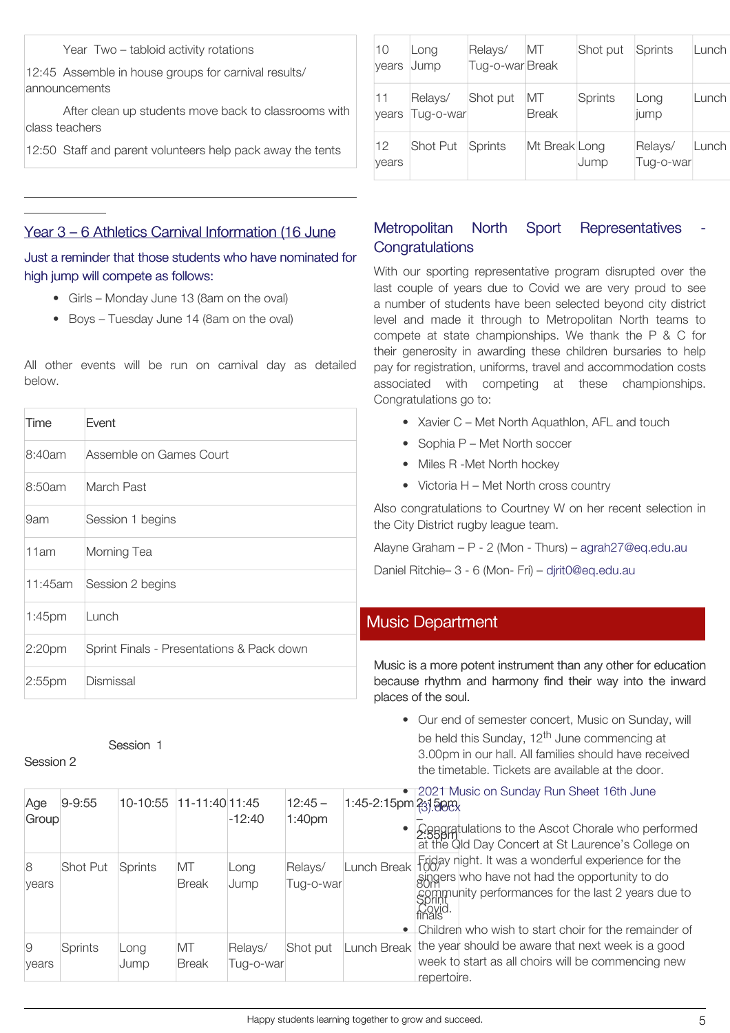Year Two – tabloid activity rotations

12:45 Assemble in house groups for carnival results/ announcements

After clean up students move back to classrooms with class teachers

12:50 Staff and parent volunteers help pack away the tents

## Year 3 – 6 Athletics Carnival Information (16 June

Just a reminder that those students who have nominated for high jump will compete as follows:

- Girls – Monday June 13 (8am on the oval)
- Boys – Tuesday June 14 (8am on the oval)

All other events will be run on carnival day as detailed below.

| Time | Event |
|---|---|
| 8:40am | Assemble on Games Court |
| 8:50am | March Past |
| 9am | Session 1 begins |
| 11am | Morning Tea |
| 11:45am | Session 2 begins |
| 1:45pm | Lunch |
| 2:20pm | Sprint Finals - Presentations & Pack down |
| 2:55pm | Dismissal |

Session 1

Session 2

| Age Group | 9-9:55 | 10-10:55 | 11-11:40 | 11:45 -12:40 | 12:45 – 1:40pm | 1:45-2:15pm | 2:15pm – 2:55pm |
|---|---|---|---|---|---|---|---|
| 8 years | Shot Put | Sprints | MT Break | Long Jump | Relays/ Tug-o-war | Lunch Break | 100/ 80m Sprint finals |
| 9 years | Sprints | Long Jump | MT Break | Relays/ Tug-o-war | Shot put | Lunch Break | |
| 10 years | Long Jump | Relays/ Tug-o-war | MT Break | Shot put | Sprints | Lunch | |
| 11 years | Relays/ Tug-o-war | Shot put | MT Break | Sprints | Long jump | Lunch | |
| 12 years | Shot Put | Sprints | Mt Break | Long Jump | Relays/ Tug-o-war | Lunch | |

## Metropolitan North Sport Representatives - Congratulations

With our sporting representative program disrupted over the last couple of years due to Covid we are very proud to see a number of students have been selected beyond city district level and made it through to Metropolitan North teams to compete at state championships. We thank the P & C for their generosity in awarding these children bursaries to help pay for registration, uniforms, travel and accommodation costs associated with competing at these championships. Congratulations go to:

- Xavier C – Met North Aquathlon, AFL and touch
- Sophia P – Met North soccer
- Miles R -Met North hockey
- Victoria H – Met North cross country

Also congratulations to Courtney W on her recent selection in the City District rugby league team.

Alayne Graham – P - 2 (Mon - Thurs) – agrah27@eq.edu.au

Daniel Ritchie– 3 - 6 (Mon- Fri) – djrit0@eq.edu.au

## Music Department

Music is a more potent instrument than any other for education because rhythm and harmony find their way into the inward places of the soul.

- Our end of semester concert, Music on Sunday, will be held this Sunday, 12th June commencing at 3.00pm in our hall. All families should have received the timetable. Tickets are available at the door.
- 2021 Music on Sunday Run Sheet 16th June (3).docx
- Congratulations to the Ascot Chorale who performed at the Qld Day Concert at St Laurence's College on Friday night. It was a wonderful experience for the singers who have not had the opportunity to do community performances for the last 2 years due to Covid.
- Children who wish to start choir for the remainder of the year should be aware that next week is a good week to start as all choirs will be commencing new repertoire.

Happy students learning together to grow and succeed.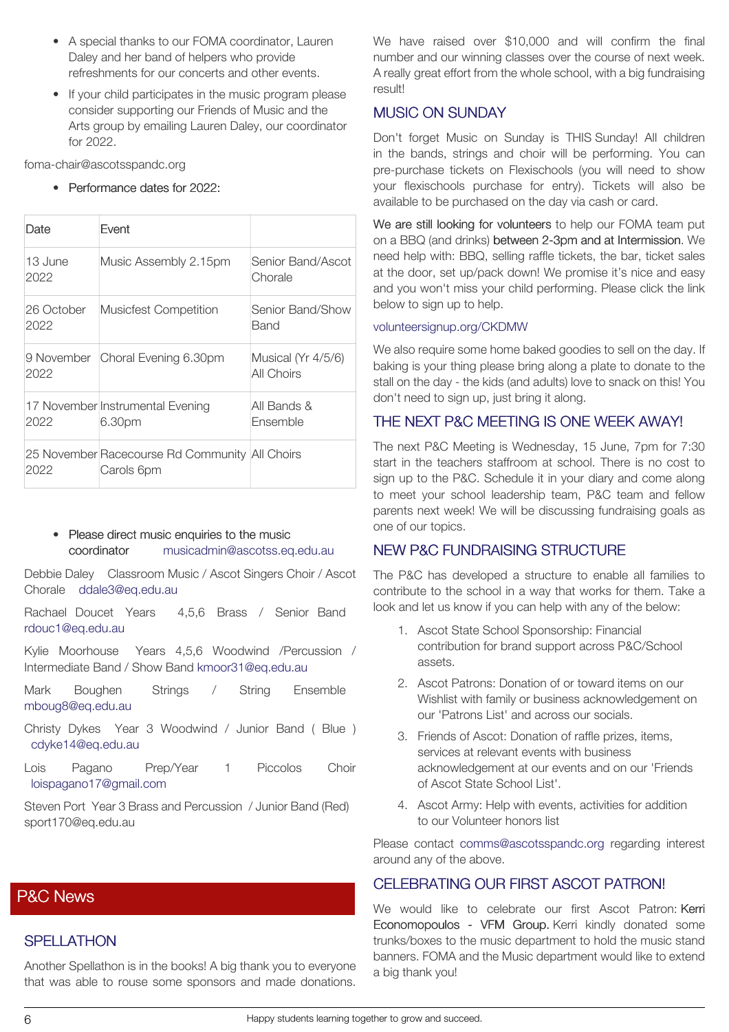- A special thanks to our FOMA coordinator, Lauren Daley and her band of helpers who provide refreshments for our concerts and other events.
- If your child participates in the music program please consider supporting our Friends of Music and the Arts group by emailing Lauren Daley, our coordinator for 2022.

foma-chair@ascotsspandc.org

- Performance dates for 2022:

| Date | Event | |
|---|---|---|
| 13 June 2022 | Music Assembly 2.15pm | Senior Band/Ascot Chorale |
| 26 October 2022 | Musicfest Competition | Senior Band/Show Band |
| 9 November 2022 | Choral Evening 6.30pm | Musical (Yr 4/5/6) All Choirs |
| 17 November 2022 | Instrumental Evening 6.30pm | All Bands & Ensemble |
| 25 November 2022 | Racecourse Rd Community Carols 6pm | All Choirs |

- Please direct music enquiries to the music coordinator musicadmin@ascotss.eq.edu.au

Debbie Daley Classroom Music / Ascot Singers Choir / Ascot Chorale ddale3@eq.edu.au

Rachael Doucet Years 4,5,6 Brass / Senior Band rdouc1@eq.edu.au

Kylie Moorhouse Years 4,5,6 Woodwind /Percussion / Intermediate Band / Show Band kmoor31@eq.edu.au

Mark Boughen Strings / String Ensemble mboug8@eq.edu.au

Christy Dykes Year 3 Woodwind / Junior Band ( Blue ) cdyke14@eq.edu.au

Lois Pagano Prep/Year 1 Piccolos Choir loispagano17@gmail.com

Steven Port Year 3 Brass and Percussion / Junior Band (Red) sport170@eq.edu.au

# P&C News

## SPELLATHON

Another Spellathon is in the books! A big thank you to everyone that was able to rouse some sponsors and made donations. We have raised over $10,000 and will confirm the final number and our winning classes over the course of next week. A really great effort from the whole school, with a big fundraising result!

## MUSIC ON SUNDAY

Don't forget Music on Sunday is THIS Sunday! All children in the bands, strings and choir will be performing. You can pre-purchase tickets on Flexischools (you will need to show your flexischools purchase for entry). Tickets will also be available to be purchased on the day via cash or card.

We are still looking for volunteers to help our FOMA team put on a BBQ (and drinks) between 2-3pm and at Intermission. We need help with: BBQ, selling raffle tickets, the bar, ticket sales at the door, set up/pack down! We promise it's nice and easy and you won't miss your child performing. Please click the link below to sign up to help.

volunteersignup.org/CKDMW

We also require some home baked goodies to sell on the day. If baking is your thing please bring along a plate to donate to the stall on the day - the kids (and adults) love to snack on this! You don't need to sign up, just bring it along.

## THE NEXT P&C MEETING IS ONE WEEK AWAY!

The next P&C Meeting is Wednesday, 15 June, 7pm for 7:30 start in the teachers staffroom at school. There is no cost to sign up to the P&C. Schedule it in your diary and come along to meet your school leadership team, P&C team and fellow parents next week! We will be discussing fundraising goals as one of our topics.

## NEW P&C FUNDRAISING STRUCTURE

The P&C has developed a structure to enable all families to contribute to the school in a way that works for them. Take a look and let us know if you can help with any of the below:

1. Ascot State School Sponsorship: Financial contribution for brand support across P&C/School assets.
2. Ascot Patrons: Donation of or toward items on our Wishlist with family or business acknowledgement on our 'Patrons List' and across our socials.
3. Friends of Ascot: Donation of raffle prizes, items, services at relevant events with business acknowledgement at our events and on our 'Friends of Ascot State School List'.
4. Ascot Army: Help with events, activities for addition to our Volunteer honors list

Please contact comms@ascotsspandc.org regarding interest around any of the above.

## CELEBRATING OUR FIRST ASCOT PATRON!

We would like to celebrate our first Ascot Patron: Kerri Economopoulos - VFM Group. Kerri kindly donated some trunks/boxes to the music department to hold the music stand banners. FOMA and the Music department would like to extend a big thank you!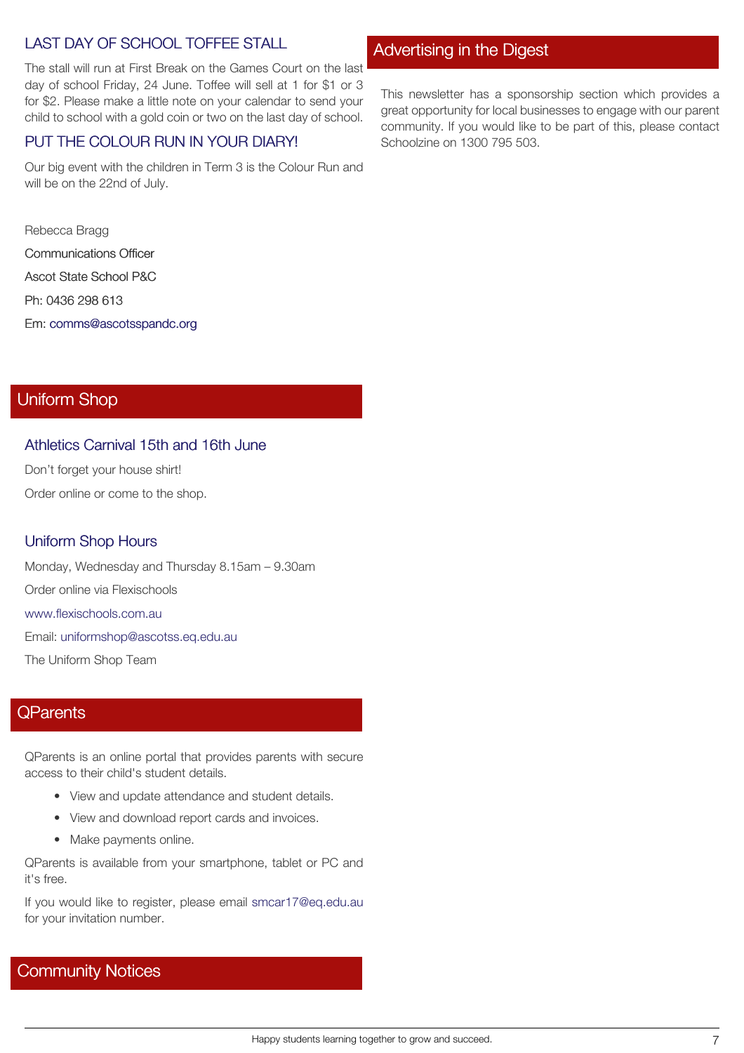### LAST DAY OF SCHOOL TOFFEE STALL

The stall will run at First Break on the Games Court on the last day of school Friday, 24 June. Toffee will sell at 1 for $1 or 3 for $2. Please make a little note on your calendar to send your child to school with a gold coin or two on the last day of school.

### PUT THE COLOUR RUN IN YOUR DIARY!

Our big event with the children in Term 3 is the Colour Run and will be on the 22nd of July.

Rebecca Bragg

Communications Officer

Ascot State School P&C

Ph: 0436 298 613

Em: comms@ascotsspandc.org

## Uniform Shop

### Athletics Carnival 15th and 16th June

Don't forget your house shirt!

Order online or come to the shop.

### Uniform Shop Hours

Monday, Wednesday and Thursday 8.15am – 9.30am

Order online via Flexischools

www.flexischools.com.au

Email: uniformshop@ascotss.eq.edu.au

The Uniform Shop Team

## QParents

QParents is an online portal that provides parents with secure access to their child's student details.

- View and update attendance and student details.
- View and download report cards and invoices.
- Make payments online.

QParents is available from your smartphone, tablet or PC and it's free.

If you would like to register, please email smcar17@eq.edu.au for your invitation number.

## Community Notices

## Advertising in the Digest

This newsletter has a sponsorship section which provides a great opportunity for local businesses to engage with our parent community. If you would like to be part of this, please contact Schoolzine on 1300 795 503.